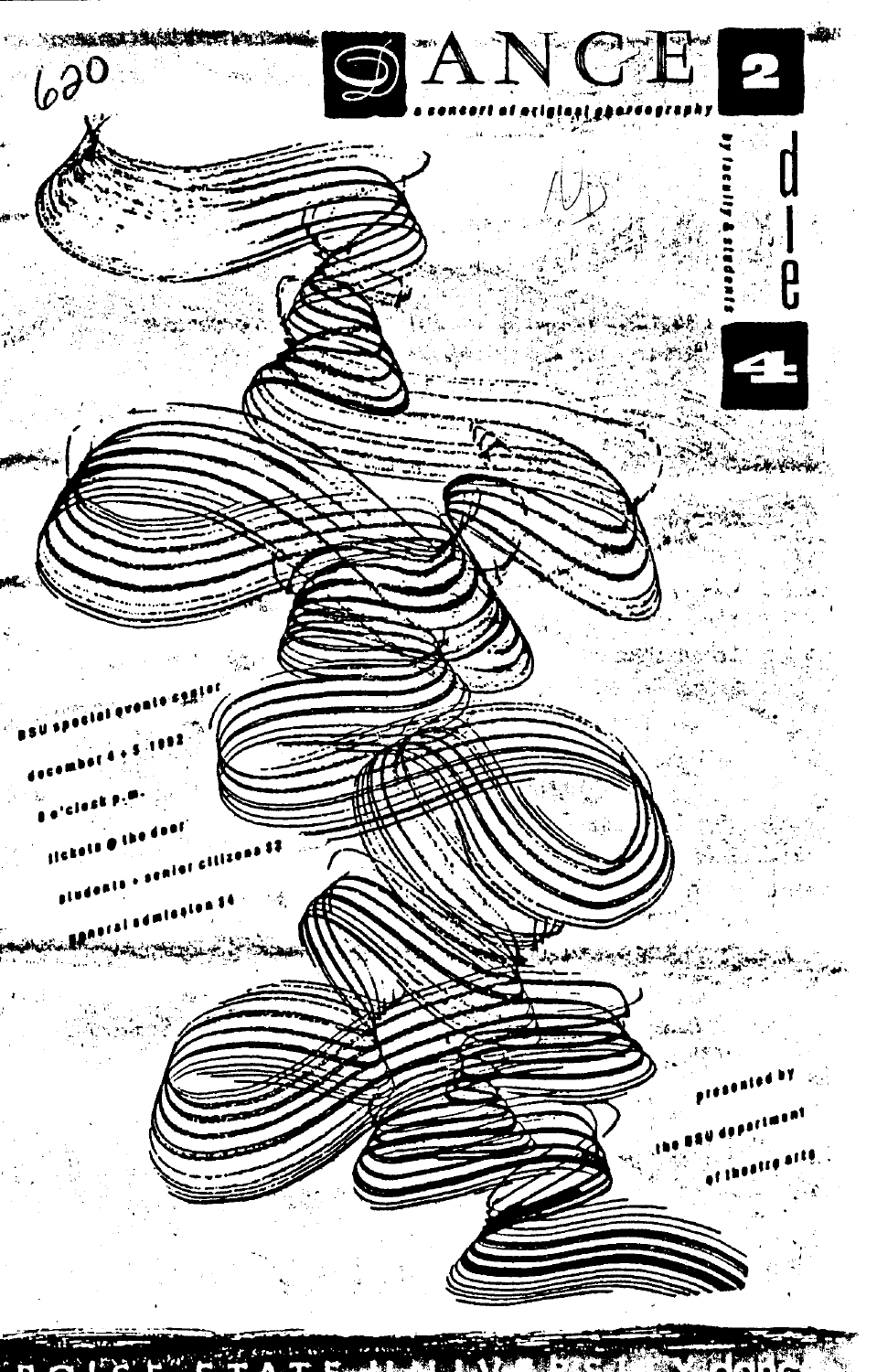620

# DANCE 2 dle 4

a concert of original choreography

by faculty & students

BSU special events center

december 4 + 5 1992

8 o'clock p.m.

tickets @ the door

students + senior citizens $2

general admission $4

presented by

the BSU department

of theatre arts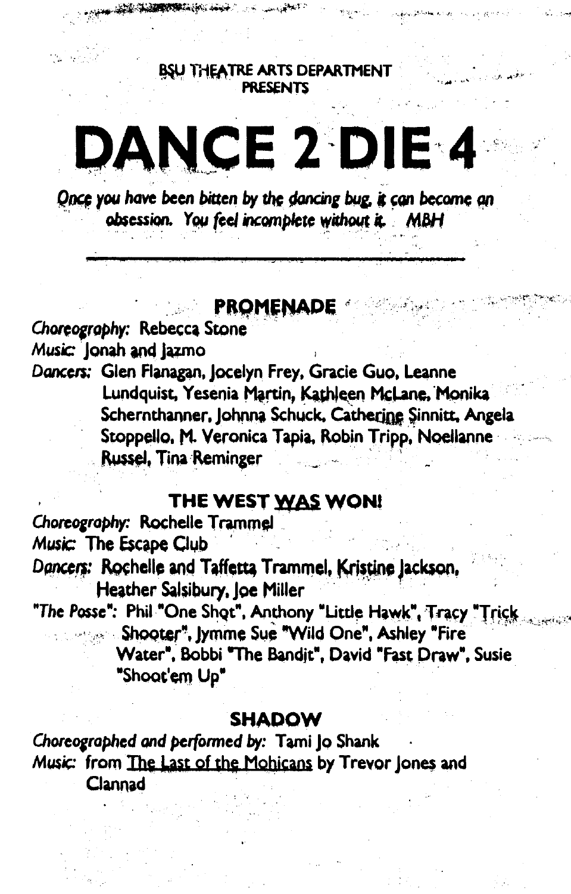BSU THEATRE ARTS DEPARTMENT
PRESENTS

# DANCE 2 DIE 4

*Once you have been bitten by the dancing bug, it can become an obsession. You feel incomplete without it.* *MBH*

---

## PROMENADE

*Choreography:* Rebecca Stone
*Music:* Jonah and Jazmo
*Dancers:* Glen Flanagan, Jocelyn Frey, Gracie Guo, Leanne Lundquist, Yesenia Martin, Kathleen McLane, Monika Schernthanner, Johnna Schuck, Catherine Sinnitt, Angela Stoppello, M. Veronica Tapia, Robin Tripp, Noellanne Russel, Tina Reminger

## THE WEST WAS WON!

*Choreography:* Rochelle Trammel
*Music:* The Escape Club
*Dancers:* Rochelle and Taffetta Trammel, Kristine Jackson, Heather Salsibury, Joe Miller
*"The Posse":* Phil "One Shot", Anthony "Little Hawk", Tracy "Trick Shooter", Jymme Sue "Wild One", Ashley "Fire Water", Bobbi "The Bandit", David "Fast Draw", Susie "Shoot'em Up"

## SHADOW

*Choreographed and performed by:* Tami Jo Shank
*Music:* from The Last of the Mohicans by Trevor Jones and Clannad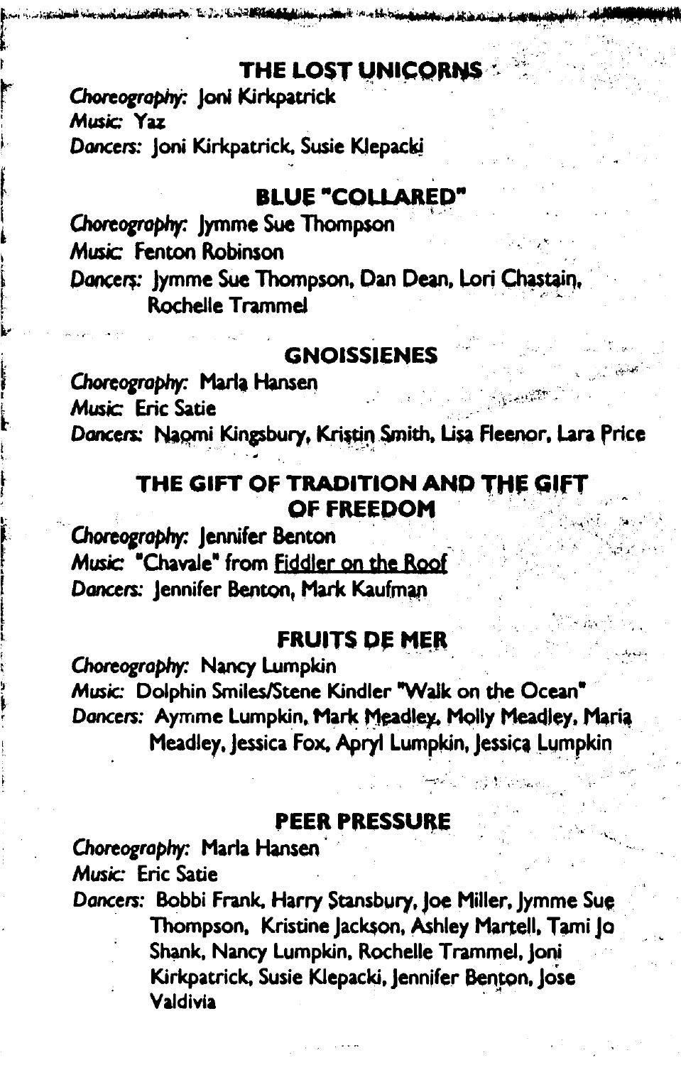## THE LOST UNICORNS

*Choreography:* Joni Kirkpatrick
*Music:* Yaz
*Dancers:* Joni Kirkpatrick, Susie Klepacki

## BLUE "COLLARED"

*Choreography:* Jymme Sue Thompson
*Music:* Fenton Robinson
*Dancers:* Jymme Sue Thompson, Dan Dean, Lori Chastain, Rochelle Trammel

## GNOISSIENES

*Choreography:* Marla Hansen
*Music:* Eric Satie
*Dancers:* Naomi Kingsbury, Kristin Smith, Lisa Fleenor, Lara Price

## THE GIFT OF TRADITION AND THE GIFT OF FREEDOM

*Choreography:* Jennifer Benton
*Music:* "Chavale" from Fiddler on the Roof
*Dancers:* Jennifer Benton, Mark Kaufman

## FRUITS DE MER

*Choreography:* Nancy Lumpkin
*Music:* Dolphin Smiles/Stene Kindler "Walk on the Ocean"
*Dancers:* Aymme Lumpkin, Mark Meadley, Molly Meadley, Maria Meadley, Jessica Fox, Apryl Lumpkin, Jessica Lumpkin

## PEER PRESSURE

*Choreography:* Marla Hansen
*Music:* Eric Satie
*Dancers:* Bobbi Frank, Harry Stansbury, Joe Miller, Jymme Sue Thompson, Kristine Jackson, Ashley Martell, Tami Jo Shank, Nancy Lumpkin, Rochelle Trammel, Joni Kirkpatrick, Susie Klepacki, Jennifer Benton, Jose Valdivia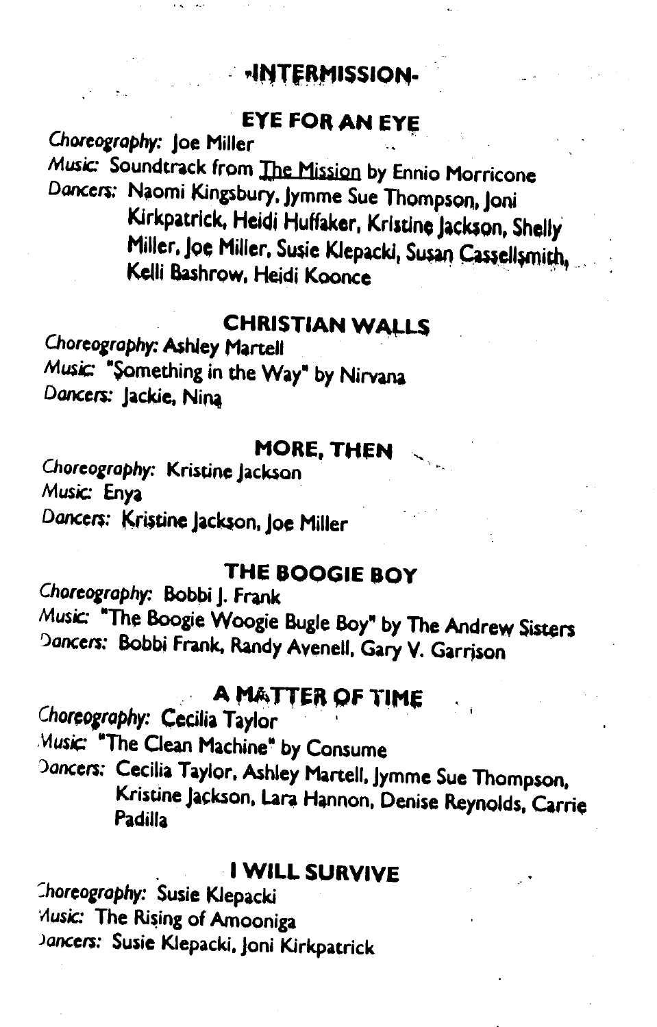## -INTERMISSION-

### EYE FOR AN EYE

*Choreography:* Joe Miller
*Music:* Soundtrack from The Mission by Ennio Morricone
*Dancers:* Naomi Kingsbury, Jymme Sue Thompson, Joni Kirkpatrick, Heidi Huffaker, Kristine Jackson, Shelly Miller, Joe Miller, Susie Klepacki, Susan Cassellsmith, Kelli Bashrow, Heidi Koonce

### CHRISTIAN WALLS

*Choreography:* Ashley Martell
*Music:* "Something in the Way" by Nirvana
*Dancers:* Jackie, Nina

### MORE, THEN

*Choreography:* Kristine Jackson
*Music:* Enya
*Dancers:* Kristine Jackson, Joe Miller

### THE BOOGIE BOY

*Choreography:* Bobbi J. Frank
*Music:* "The Boogie Woogie Bugle Boy" by The Andrew Sisters
*Dancers:* Bobbi Frank, Randy Avenell, Gary V. Garrison

### A MATTER OF TIME

*Choreography:* Cecilia Taylor
*Music:* "The Clean Machine" by Consume
*Dancers:* Cecilia Taylor, Ashley Martell, Jymme Sue Thompson, Kristine Jackson, Lara Hannon, Denise Reynolds, Carrie Padilla

### I WILL SURVIVE

*Choreography:* Susie Klepacki
*Music:* The Rising of Amooniga
*Dancers:* Susie Klepacki, Joni Kirkpatrick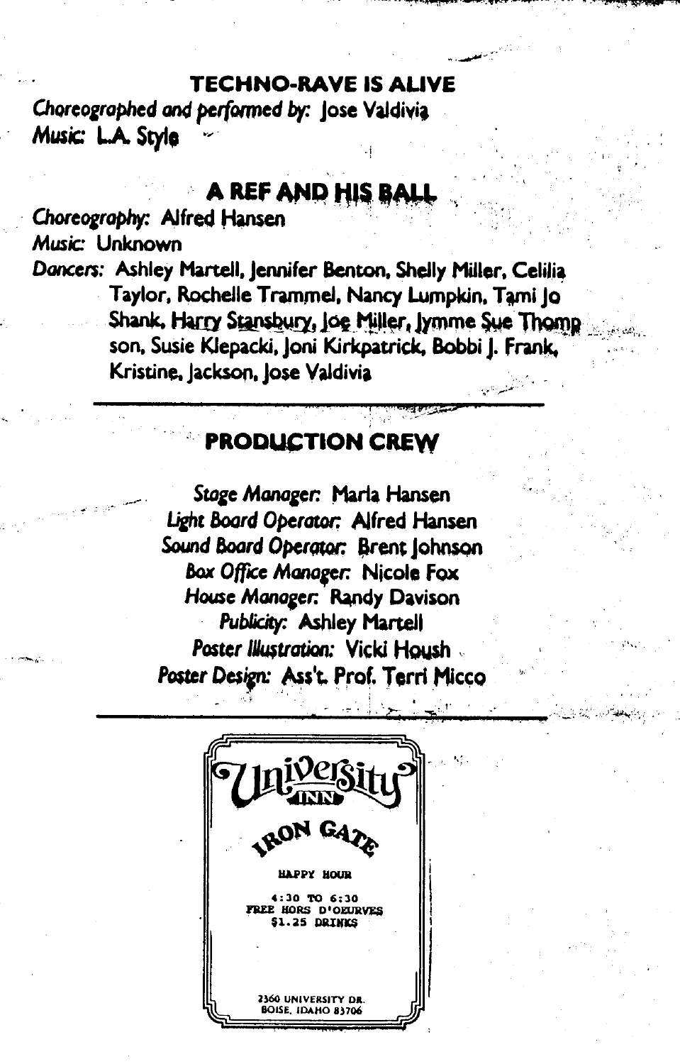### TECHNO-RAVE IS ALIVE

*Choreographed and performed by:* Jose Valdivia
*Music:* L.A. Style

### A REF AND HIS BALL

*Choreography:* Alfred Hansen
*Music:* Unknown
*Dancers:* Ashley Martell, Jennifer Benton, Shelly Miller, Celilia Taylor, Rochelle Trammel, Nancy Lumpkin, Tami Jo Shank, Harry Stansbury, Joe Miller, Jymme Sue Thompson, Susie Klepacki, Joni Kirkpatrick, Bobbi J. Frank, Kristine, Jackson, Jose Valdivia

---

### PRODUCTION CREW

*Stage Manager:* Marla Hansen
*Light Board Operator:* Alfred Hansen
*Sound Board Operator:* Brent Johnson
*Box Office Manager:* Nicole Fox
*House Manager:* Randy Davison
*Publicity:* Ashley Martell
*Poster Illustration:* Vicki Housh
*Poster Design:* Ass't. Prof. Terri Micco

---

University INN

IRON GATE

HAPPY HOUR

4:30 TO 6:30
FREE HORS D'OEURVES
$1.25 DRINKS

2360 UNIVERSITY DR.
BOISE, IDAHO 83706